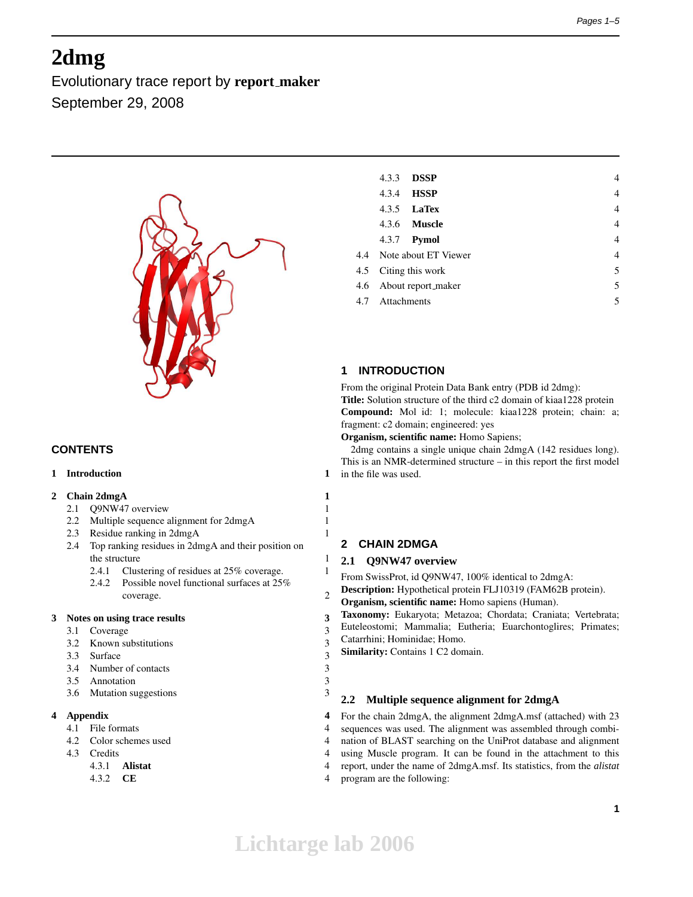# 2dmg

Evolutionary trace report by **report_maker**

September 29, 2008

## CONTENTS

1 **Introduction** 1

2 **Chain 2dmgA** 1
- 2.1 Q9NW47 overview 1
- 2.2 Multiple sequence alignment for 2dmgA 1
- 2.3 Residue ranking in 2dmgA 1
- 2.4 Top ranking residues in 2dmgA and their position on the structure 1
  - 2.4.1 Clustering of residues at 25% coverage. 1
  - 2.4.2 Possible novel functional surfaces at 25% coverage. 2

3 **Notes on using trace results** 3
- 3.1 Coverage 3
- 3.2 Known substitutions 3
- 3.3 Surface 3
- 3.4 Number of contacts 3
- 3.5 Annotation 3
- 3.6 Mutation suggestions 3

4 **Appendix** 4
- 4.1 File formats 4
- 4.2 Color schemes used 4
- 4.3 Credits 4
  - 4.3.1 **Alistat** 4
  - 4.3.2 **CE** 4
  - 4.3.3 **DSSP** 4
  - 4.3.4 **HSSP** 4
  - 4.3.5 **LaTex** 4
  - 4.3.6 **Muscle** 4
  - 4.3.7 **Pymol** 4
- 4.4 Note about ET Viewer 4
- 4.5 Citing this work 5
- 4.6 About report_maker 5
- 4.7 Attachments 5

## 1 INTRODUCTION

From the original Protein Data Bank entry (PDB id 2dmg):
**Title:** Solution structure of the third c2 domain of kiaa1228 protein
**Compound:** Mol id: 1; molecule: kiaa1228 protein; chain: a; fragment: c2 domain; engineered: yes
**Organism, scientific name:** Homo Sapiens;

2dmg contains a single unique chain 2dmgA (142 residues long). This is an NMR-determined structure – in this report the first model in the file was used.

## 2 CHAIN 2DMGA

### 2.1 Q9NW47 overview

From SwissProt, id Q9NW47, 100% identical to 2dmgA:
**Description:** Hypothetical protein FLJ10319 (FAM62B protein).
**Organism, scientific name:** Homo sapiens (Human).
**Taxonomy:** Eukaryota; Metazoa; Chordata; Craniata; Vertebrata; Euteleostomi; Mammalia; Eutheria; Euarchontoglires; Primates; Catarrhini; Hominidae; Homo.
**Similarity:** Contains 1 C2 domain.

### 2.2 Multiple sequence alignment for 2dmgA

For the chain 2dmgA, the alignment 2dmgA.msf (attached) with 23 sequences was used. The alignment was assembled through combination of BLAST searching on the UniProt database and alignment using Muscle program. It can be found in the attachment to this report, under the name of 2dmgA.msf. Its statistics, from the *alistat* program are the following: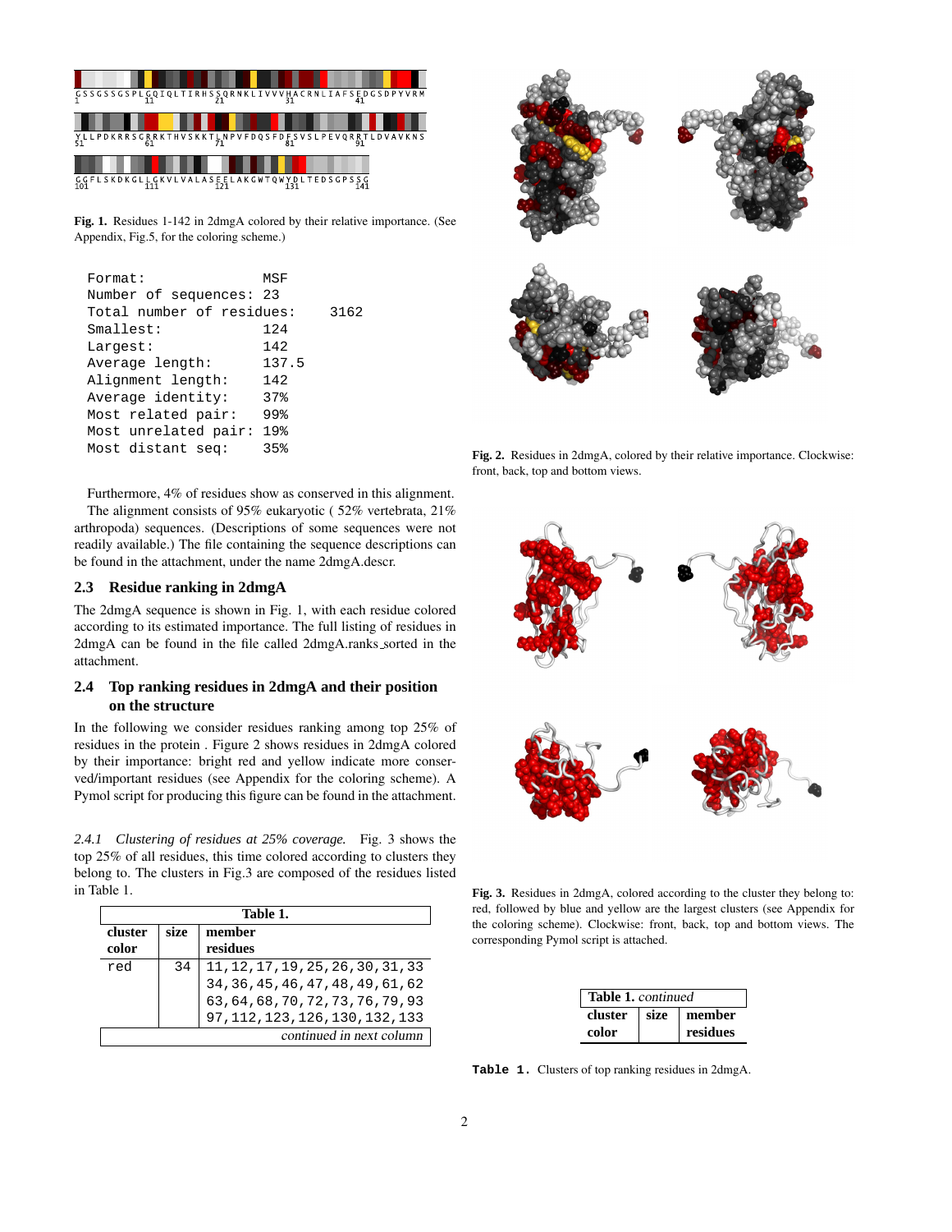```
GSSGSSGSPLGQQIQLTIRHSSQRNKLIVVVHACRNLIAFSEDGSDPYVRM
1         11        21        31        41

YLLPDKRRSGRRKTHVSKKTLNPVFDQSFDFSVSLPEVQRRTLDVAVKNS
51        61        71        81        91

GGFLSKDKGLLGKVLVALASEELAKGWTQWYDLTEDSGPSSG
101       111       121       131       141
```

**Fig. 1.** Residues 1-142 in 2dmgA colored by their relative importance. (See Appendix, Fig.5, for the coloring scheme.)

```
Format:                MSF
Number of sequences:   23
Total number of residues:    3162
Smallest:              124
Largest:               142
Average length:        137.5
Alignment length:      142
Average identity:      37%
Most related pair:     99%
Most unrelated pair:   19%
Most distant seq:      35%
```

Furthermore, 4% of residues show as conserved in this alignment.

The alignment consists of 95% eukaryotic ( 52% vertebrata, 21% arthropoda) sequences. (Descriptions of some sequences were not readily available.) The file containing the sequence descriptions can be found in the attachment, under the name 2dmgA.descr.

## 2.3 Residue ranking in 2dmgA

The 2dmgA sequence is shown in Fig. 1, with each residue colored according to its estimated importance. The full listing of residues in 2dmgA can be found in the file called 2dmgA.ranks_sorted in the attachment.

## 2.4 Top ranking residues in 2dmgA and their position on the structure

In the following we consider residues ranking among top 25% of residues in the protein . Figure 2 shows residues in 2dmgA colored by their importance: bright red and yellow indicate more conserved/important residues (see Appendix for the coloring scheme). A Pymol script for producing this figure can be found in the attachment.

**Fig. 2.** Residues in 2dmgA, colored by their relative importance. Clockwise: front, back, top and bottom views.

*2.4.1 Clustering of residues at 25% coverage.* Fig. 3 shows the top 25% of all residues, this time colored according to clusters they belong to. The clusters in Fig.3 are composed of the residues listed in Table 1.

**Fig. 3.** Residues in 2dmgA, colored according to the cluster they belong to: red, followed by blue and yellow are the largest clusters (see Appendix for the coloring scheme). Clockwise: front, back, top and bottom views. The corresponding Pymol script is attached.

**Table 1.**

| cluster color | size | member residues |
|---|---|---|
| red | 34 | 11,12,17,19,25,26,30,31,33 34,36,45,46,47,48,49,61,62 63,64,68,70,72,73,76,79,93 97,112,123,126,130,132,133 |

**Table 1.** Clusters of top ranking residues in 2dmgA.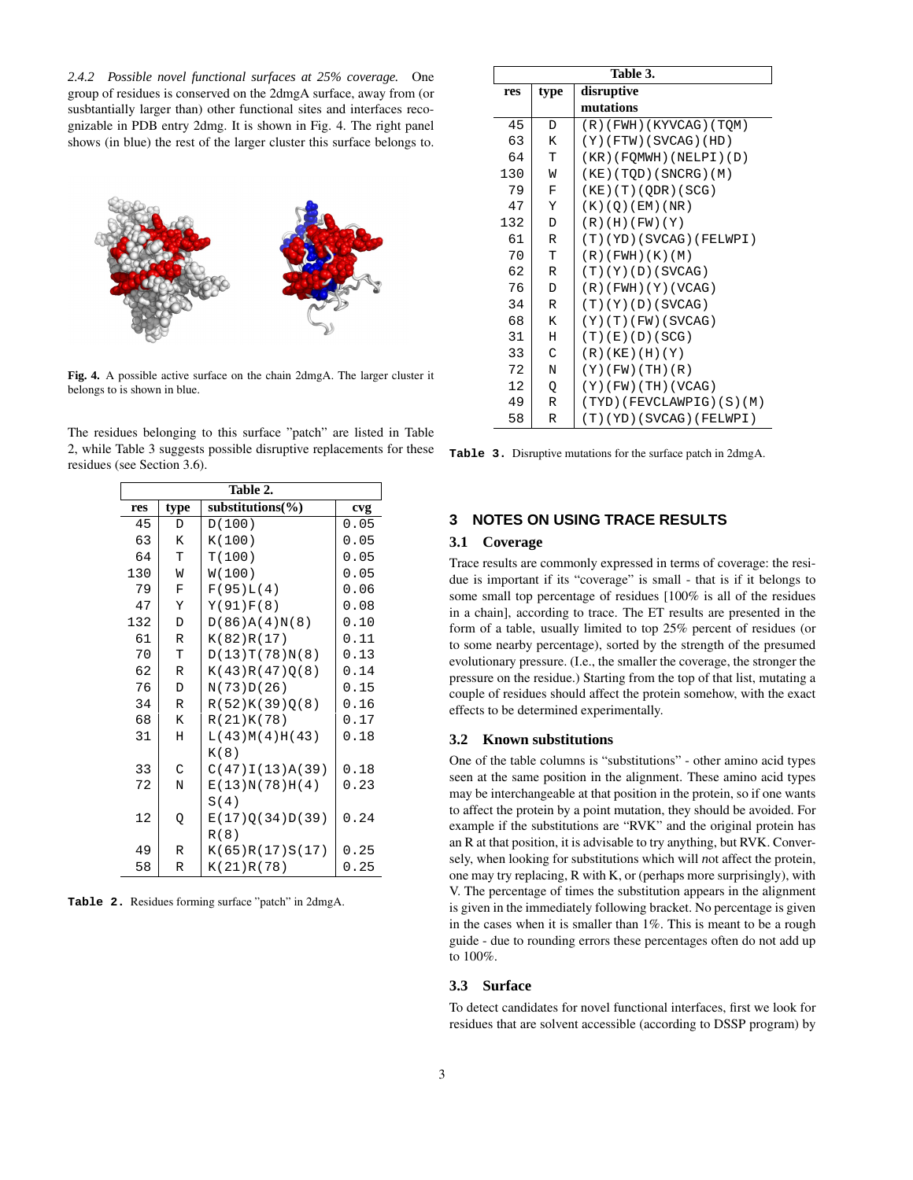*2.4.2 Possible novel functional surfaces at 25% coverage.* One group of residues is conserved on the 2dmgA surface, away from (or susbtantially larger than) other functional sites and interfaces recognizable in PDB entry 2dmg. It is shown in Fig. 4. The right panel shows (in blue) the rest of the larger cluster this surface belongs to.

**Fig. 4.** A possible active surface on the chain 2dmgA. The larger cluster it belongs to is shown in blue.

The residues belonging to this surface "patch" are listed in Table 2, while Table 3 suggests possible disruptive replacements for these residues (see Section 3.6).

| res | type | substitutions(%) | cvg |
|---|---|---|---|
| 45 | D | D(100) | 0.05 |
| 63 | K | K(100) | 0.05 |
| 64 | T | T(100) | 0.05 |
| 130 | W | W(100) | 0.05 |
| 79 | F | F(95)L(4) | 0.06 |
| 47 | Y | Y(91)F(8) | 0.08 |
| 132 | D | D(86)A(4)N(8) | 0.10 |
| 61 | R | K(82)R(17) | 0.11 |
| 70 | T | D(13)T(78)N(8) | 0.13 |
| 62 | R | K(43)R(47)Q(8) | 0.14 |
| 76 | D | N(73)D(26) | 0.15 |
| 34 | R | R(52)K(39)Q(8) | 0.16 |
| 68 | K | R(21)K(78) | 0.17 |
| 31 | H | L(43)M(4)H(43)K(8) | 0.18 |
| 33 | C | C(47)I(13)A(39) | 0.18 |
| 72 | N | E(13)N(78)H(4)S(4) | 0.23 |
| 12 | Q | E(17)Q(34)D(39)R(8) | 0.24 |
| 49 | R | K(65)R(17)S(17) | 0.25 |
| 58 | R | K(21)R(78) | 0.25 |

**Table 2.** Residues forming surface "patch" in 2dmgA.

| res | type | disruptive mutations |
|---|---|---|
| 45 | D | (R)(FWH)(KYVCAG)(TQM) |
| 63 | K | (Y)(FTW)(SVCAG)(HD) |
| 64 | T | (KR)(FQMWH)(NELPI)(D) |
| 130 | W | (KE)(TQD)(SNCRG)(M) |
| 79 | F | (KE)(T)(QDR)(SCG) |
| 47 | Y | (K)(Q)(EM)(NR) |
| 132 | D | (R)(H)(FW)(Y) |
| 61 | R | (T)(YD)(SVCAG)(FELWPI) |
| 70 | T | (R)(FWH)(K)(M) |
| 62 | R | (T)(Y)(D)(SVCAG) |
| 76 | D | (R)(FWH)(Y)(VCAG) |
| 34 | R | (T)(Y)(D)(SVCAG) |
| 68 | K | (Y)(T)(FW)(SVCAG) |
| 31 | H | (T)(E)(D)(SCG) |
| 33 | C | (R)(KE)(H)(Y) |
| 72 | N | (Y)(FW)(TH)(R) |
| 12 | Q | (Y)(FW)(TH)(VCAG) |
| 49 | R | (TYD)(FEVCLAWPIG)(S)(M) |
| 58 | R | (T)(YD)(SVCAG)(FELWPI) |

**Table 3.** Disruptive mutations for the surface patch in 2dmgA.

## 3 NOTES ON USING TRACE RESULTS

### 3.1 Coverage

Trace results are commonly expressed in terms of coverage: the residue is important if its "coverage" is small - that is if it belongs to some small top percentage of residues [100% is all of the residues in a chain], according to trace. The ET results are presented in the form of a table, usually limited to top 25% percent of residues (or to some nearby percentage), sorted by the strength of the presumed evolutionary pressure. (I.e., the smaller the coverage, the stronger the pressure on the residue.) Starting from the top of that list, mutating a couple of residues should affect the protein somehow, with the exact effects to be determined experimentally.

### 3.2 Known substitutions

One of the table columns is "substitutions" - other amino acid types seen at the same position in the alignment. These amino acid types may be interchangeable at that position in the protein, so if one wants to affect the protein by a point mutation, they should be avoided. For example if the substitutions are "RVK" and the original protein has an R at that position, it is advisable to try anything, but RVK. Conversely, when looking for substitutions which will *not* affect the protein, one may try replacing, R with K, or (perhaps more surprisingly), with V. The percentage of times the substitution appears in the alignment is given in the immediately following bracket. No percentage is given in the cases when it is smaller than 1%. This is meant to be a rough guide - due to rounding errors these percentages often do not add up to 100%.

### 3.3 Surface

To detect candidates for novel functional interfaces, first we look for residues that are solvent accessible (according to DSSP program) by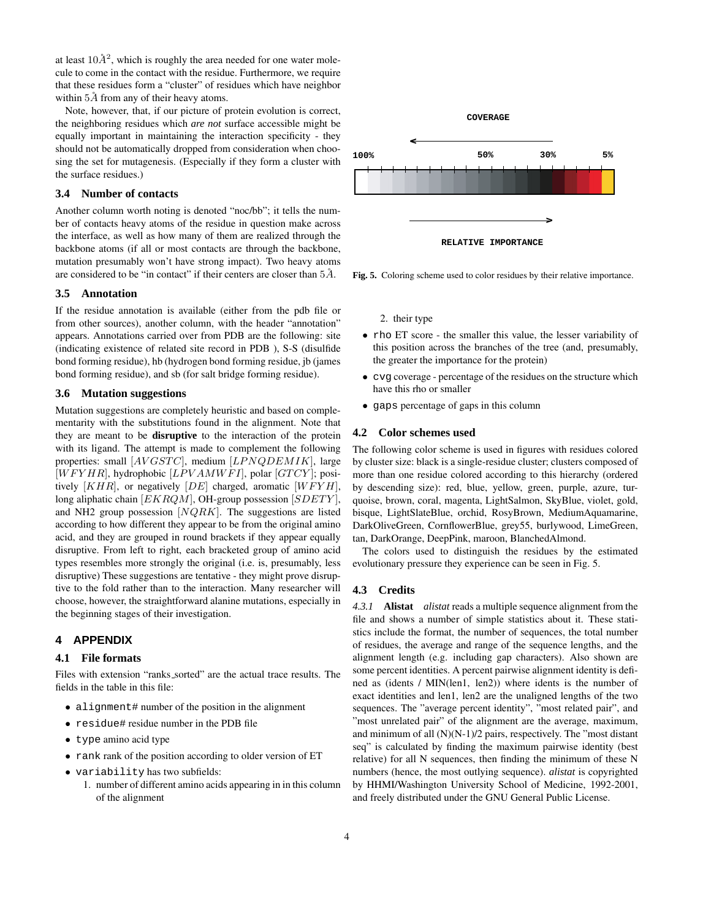at least $10\mathring{A}^2$, which is roughly the area needed for one water molecule to come in the contact with the residue. Furthermore, we require that these residues form a "cluster" of residues which have neighbor within $5\mathring{A}$ from any of their heavy atoms.

Note, however, that, if our picture of protein evolution is correct, the neighboring residues which *are not* surface accessible might be equally important in maintaining the interaction specificity - they should not be automatically dropped from consideration when choosing the set for mutagenesis. (Especially if they form a cluster with the surface residues.)

### 3.4 Number of contacts

Another column worth noting is denoted "noc/bb"; it tells the number of contacts heavy atoms of the residue in question make across the interface, as well as how many of them are realized through the backbone atoms (if all or most contacts are through the backbone, mutation presumably won't have strong impact). Two heavy atoms are considered to be "in contact" if their centers are closer than $5\mathring{A}$.

### 3.5 Annotation

If the residue annotation is available (either from the pdb file or from other sources), another column, with the header "annotation" appears. Annotations carried over from PDB are the following: site (indicating existence of related site record in PDB ), S-S (disulfide bond forming residue), hb (hydrogen bond forming residue, jb (james bond forming residue), and sb (for salt bridge forming residue).

### 3.6 Mutation suggestions

Mutation suggestions are completely heuristic and based on complementarity with the substitutions found in the alignment. Note that they are meant to be **disruptive** to the interaction of the protein with its ligand. The attempt is made to complement the following properties: small $[AVGSTC]$, medium $[LPNQDEMIK]$, large $[WFYHR]$, hydrophobic $[LPVAMWFI]$, polar $[GTCY]$; positively $[KHR]$, or negatively $[DE]$ charged, aromatic $[WFYH]$, long aliphatic chain $[EKRQM]$, OH-group possession $[SDETY]$, and NH2 group possession $[NQRK]$. The suggestions are listed according to how different they appear to be from the original amino acid, and they are grouped in round brackets if they appear equally disruptive. From left to right, each bracketed group of amino acid types resembles more strongly the original (i.e. is, presumably, less disruptive) These suggestions are tentative - they might prove disruptive to the fold rather than to the interaction. Many researcher will choose, however, the straightforward alanine mutations, especially in the beginning stages of their investigation.

## 4 APPENDIX

### 4.1 File formats

Files with extension "ranks_sorted" are the actual trace results. The fields in the table in this file:

- `alignment#` number of the position in the alignment
- `residue#` residue number in the PDB file
- `type` amino acid type
- `rank` rank of the position according to older version of ET
- `variability` has two subfields:
  1. number of different amino acids appearing in in this column of the alignment
  2. their type
- `rho` ET score - the smaller this value, the lesser variability of this position across the branches of the tree (and, presumably, the greater the importance for the protein)
- `cvg` coverage - percentage of the residues on the structure which have this rho or smaller
- `gaps` percentage of gaps in this column

COVERAGE

100% 50% 30% 5%

RELATIVE IMPORTANCE

**Fig. 5.** Coloring scheme used to color residues by their relative importance.

### 4.2 Color schemes used

The following color scheme is used in figures with residues colored by cluster size: black is a single-residue cluster; clusters composed of more than one residue colored according to this hierarchy (ordered by descending size): red, blue, yellow, green, purple, azure, turquoise, brown, coral, magenta, LightSalmon, SkyBlue, violet, gold, bisque, LightSlateBlue, orchid, RosyBrown, MediumAquamarine, DarkOliveGreen, CornflowerBlue, grey55, burlywood, LimeGreen, tan, DarkOrange, DeepPink, maroon, BlanchedAlmond.

The colors used to distinguish the residues by the estimated evolutionary pressure they experience can be seen in Fig. 5.

### 4.3 Credits

*4.3.1* **Alistat** *alistat* reads a multiple sequence alignment from the file and shows a number of simple statistics about it. These statistics include the format, the number of sequences, the total number of residues, the average and range of the sequence lengths, and the alignment length (e.g. including gap characters). Also shown are some percent identities. A percent pairwise alignment identity is defined as (idents / MIN(len1, len2)) where idents is the number of exact identities and len1, len2 are the unaligned lengths of the two sequences. The "average percent identity", "most related pair", and "most unrelated pair" of the alignment are the average, maximum, and minimum of all (N)(N-1)/2 pairs, respectively. The "most distant seq" is calculated by finding the maximum pairwise identity (best relative) for all N sequences, then finding the minimum of these N numbers (hence, the most outlying sequence). *alistat* is copyrighted by HHMI/Washington University School of Medicine, 1992-2001, and freely distributed under the GNU General Public License.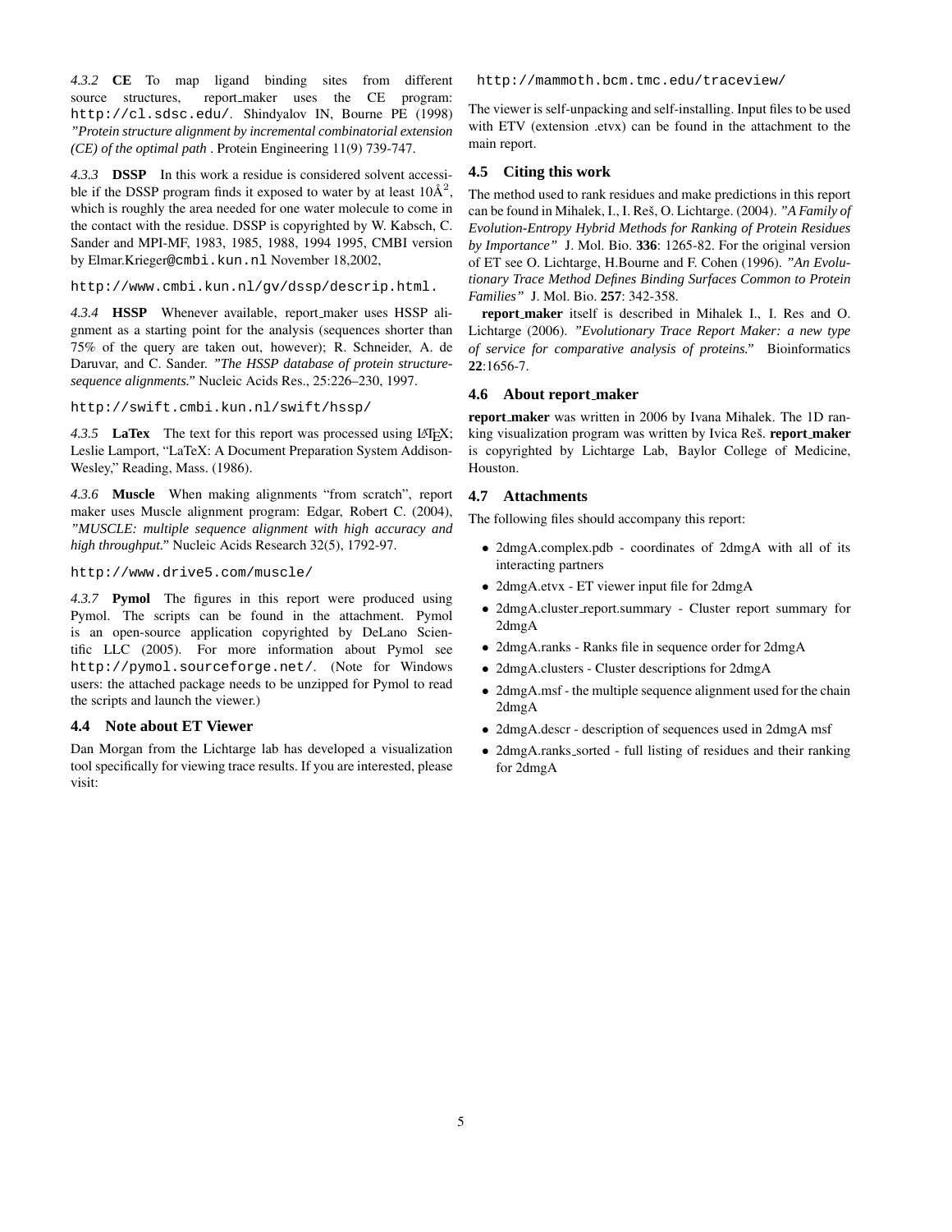*4.3.2* **CE** To map ligand binding sites from different source structures, report_maker uses the CE program: `http://cl.sdsc.edu/`. Shindyalov IN, Bourne PE (1998) *"Protein structure alignment by incremental combinatorial extension (CE) of the optimal path* . Protein Engineering 11(9) 739-747.

*4.3.3* **DSSP** In this work a residue is considered solvent accessible if the DSSP program finds it exposed to water by at least 10Å$^2$, which is roughly the area needed for one water molecule to come in the contact with the residue. DSSP is copyrighted by W. Kabsch, C. Sander and MPI-MF, 1983, 1985, 1988, 1994 1995, CMBI version by Elmar.Krieger@cmbi.kun.nl November 18,2002,

`http://www.cmbi.kun.nl/gv/dssp/descrip.html.`

*4.3.4* **HSSP** Whenever available, report_maker uses HSSP alignment as a starting point for the analysis (sequences shorter than 75% of the query are taken out, however); R. Schneider, A. de Daruvar, and C. Sander. *"The HSSP database of protein structure-sequence alignments."* Nucleic Acids Res., 25:226–230, 1997.

`http://swift.cmbi.kun.nl/swift/hssp/`

*4.3.5* **LaTex** The text for this report was processed using LaTeX; Leslie Lamport, "LaTeX: A Document Preparation System Addison-Wesley," Reading, Mass. (1986).

*4.3.6* **Muscle** When making alignments "from scratch", report maker uses Muscle alignment program: Edgar, Robert C. (2004), *"MUSCLE: multiple sequence alignment with high accuracy and high throughput."* Nucleic Acids Research 32(5), 1792-97.

`http://www.drive5.com/muscle/`

*4.3.7* **Pymol** The figures in this report were produced using Pymol. The scripts can be found in the attachment. Pymol is an open-source application copyrighted by DeLano Scientific LLC (2005). For more information about Pymol see `http://pymol.sourceforge.net/`. (Note for Windows users: the attached package needs to be unzipped for Pymol to read the scripts and launch the viewer.)

### 4.4 Note about ET Viewer

Dan Morgan from the Lichtarge lab has developed a visualization tool specifically for viewing trace results. If you are interested, please visit:

`http://mammoth.bcm.tmc.edu/traceview/`

The viewer is self-unpacking and self-installing. Input files to be used with ETV (extension .etvx) can be found in the attachment to the main report.

### 4.5 Citing this work

The method used to rank residues and make predictions in this report can be found in Mihalek, I., I. Reš, O. Lichtarge. (2004). *"A Family of Evolution-Entropy Hybrid Methods for Ranking of Protein Residues by Importance"* J. Mol. Bio. **336**: 1265-82. For the original version of ET see O. Lichtarge, H.Bourne and F. Cohen (1996). *"An Evolutionary Trace Method Defines Binding Surfaces Common to Protein Families"* J. Mol. Bio. **257**: 342-358.

**report_maker** itself is described in Mihalek I., I. Res and O. Lichtarge (2006). *"Evolutionary Trace Report Maker: a new type of service for comparative analysis of proteins."* Bioinformatics **22**:1656-7.

### 4.6 About report_maker

**report_maker** was written in 2006 by Ivana Mihalek. The 1D ranking visualization program was written by Ivica Reš. **report_maker** is copyrighted by Lichtarge Lab, Baylor College of Medicine, Houston.

### 4.7 Attachments

The following files should accompany this report:

- 2dmgA.complex.pdb - coordinates of 2dmgA with all of its interacting partners
- 2dmgA.etvx - ET viewer input file for 2dmgA
- 2dmgA.cluster_report.summary - Cluster report summary for 2dmgA
- 2dmgA.ranks - Ranks file in sequence order for 2dmgA
- 2dmgA.clusters - Cluster descriptions for 2dmgA
- 2dmgA.msf - the multiple sequence alignment used for the chain 2dmgA
- 2dmgA.descr - description of sequences used in 2dmgA msf
- 2dmgA.ranks_sorted - full listing of residues and their ranking for 2dmgA